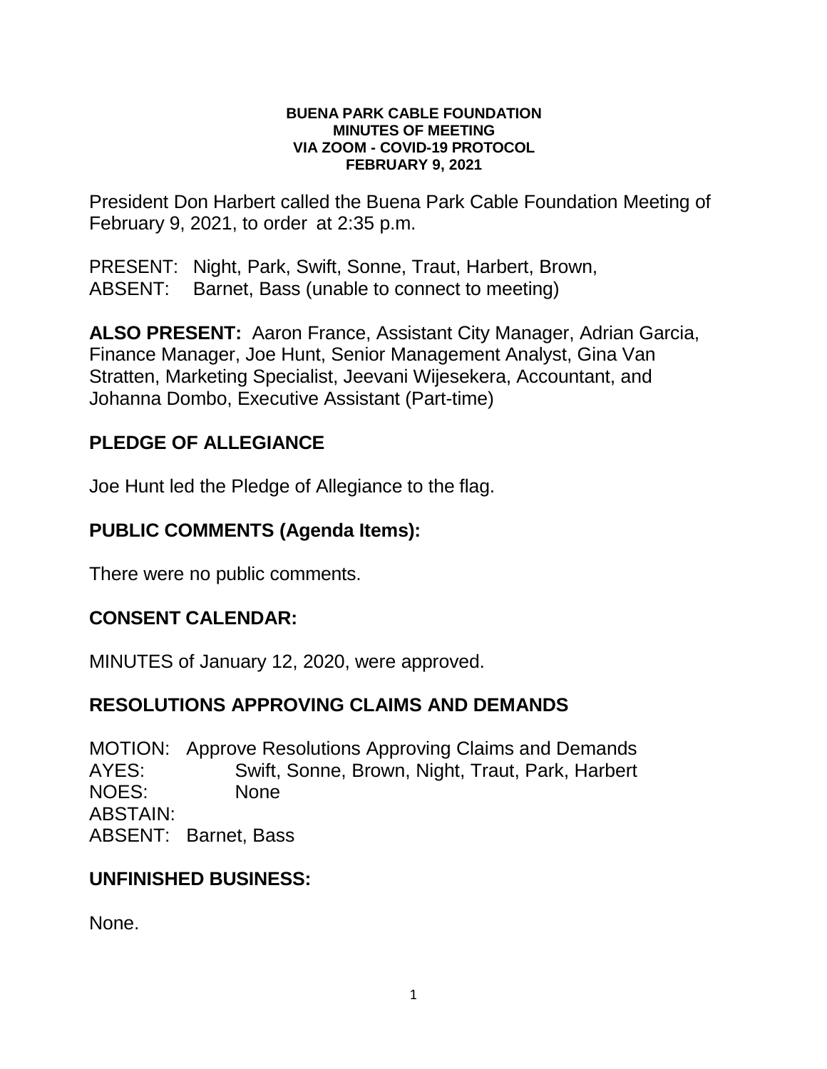**BUENA PARK CABLE FOUNDATION**
**MINUTES OF MEETING**
**VIA ZOOM - COVID-19 PROTOCOL**
**FEBRUARY 9, 2021**

President Don Harbert called the Buena Park Cable Foundation Meeting of February 9, 2021, to order at 2:35 p.m.

PRESENT: Night, Park, Swift, Sonne, Traut, Harbert, Brown,
ABSENT: Barnet, Bass (unable to connect to meeting)

**ALSO PRESENT:** Aaron France, Assistant City Manager, Adrian Garcia, Finance Manager, Joe Hunt, Senior Management Analyst, Gina Van Stratten, Marketing Specialist, Jeevani Wijesekera, Accountant, and Johanna Dombo, Executive Assistant (Part-time)

## PLEDGE OF ALLEGIANCE

Joe Hunt led the Pledge of Allegiance to the flag.

## PUBLIC COMMENTS (Agenda Items):

There were no public comments.

## CONSENT CALENDAR:

MINUTES of January 12, 2020, were approved.

## RESOLUTIONS APPROVING CLAIMS AND DEMANDS

MOTION: Approve Resolutions Approving Claims and Demands
AYES: Swift, Sonne, Brown, Night, Traut, Park, Harbert
NOES: None
ABSTAIN:
ABSENT: Barnet, Bass

## UNFINISHED BUSINESS:

None.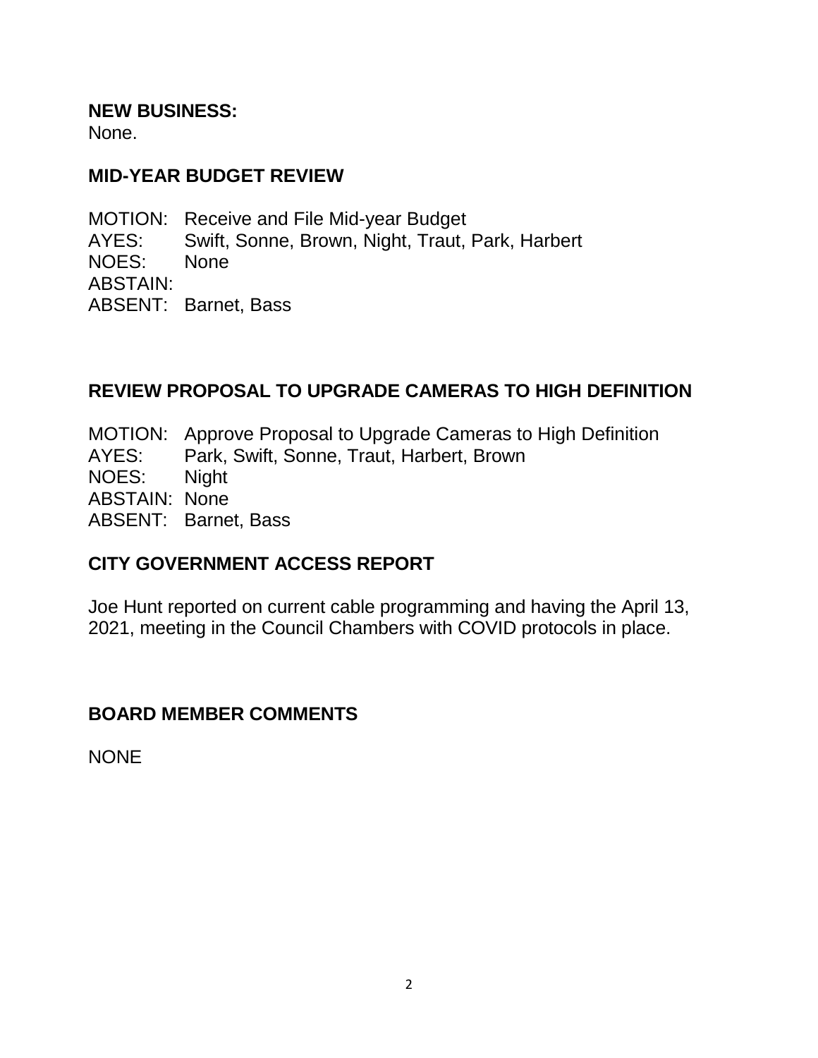**NEW BUSINESS:**
None.

**MID-YEAR BUDGET REVIEW**

MOTION: Receive and File Mid-year Budget
AYES: Swift, Sonne, Brown, Night, Traut, Park, Harbert
NOES: None
ABSTAIN:
ABSENT: Barnet, Bass

**REVIEW PROPOSAL TO UPGRADE CAMERAS TO HIGH DEFINITION**

MOTION: Approve Proposal to Upgrade Cameras to High Definition
AYES: Park, Swift, Sonne, Traut, Harbert, Brown
NOES: Night
ABSTAIN: None
ABSENT: Barnet, Bass

**CITY GOVERNMENT ACCESS REPORT**

Joe Hunt reported on current cable programming and having the April 13, 2021, meeting in the Council Chambers with COVID protocols in place.

**BOARD MEMBER COMMENTS**

NONE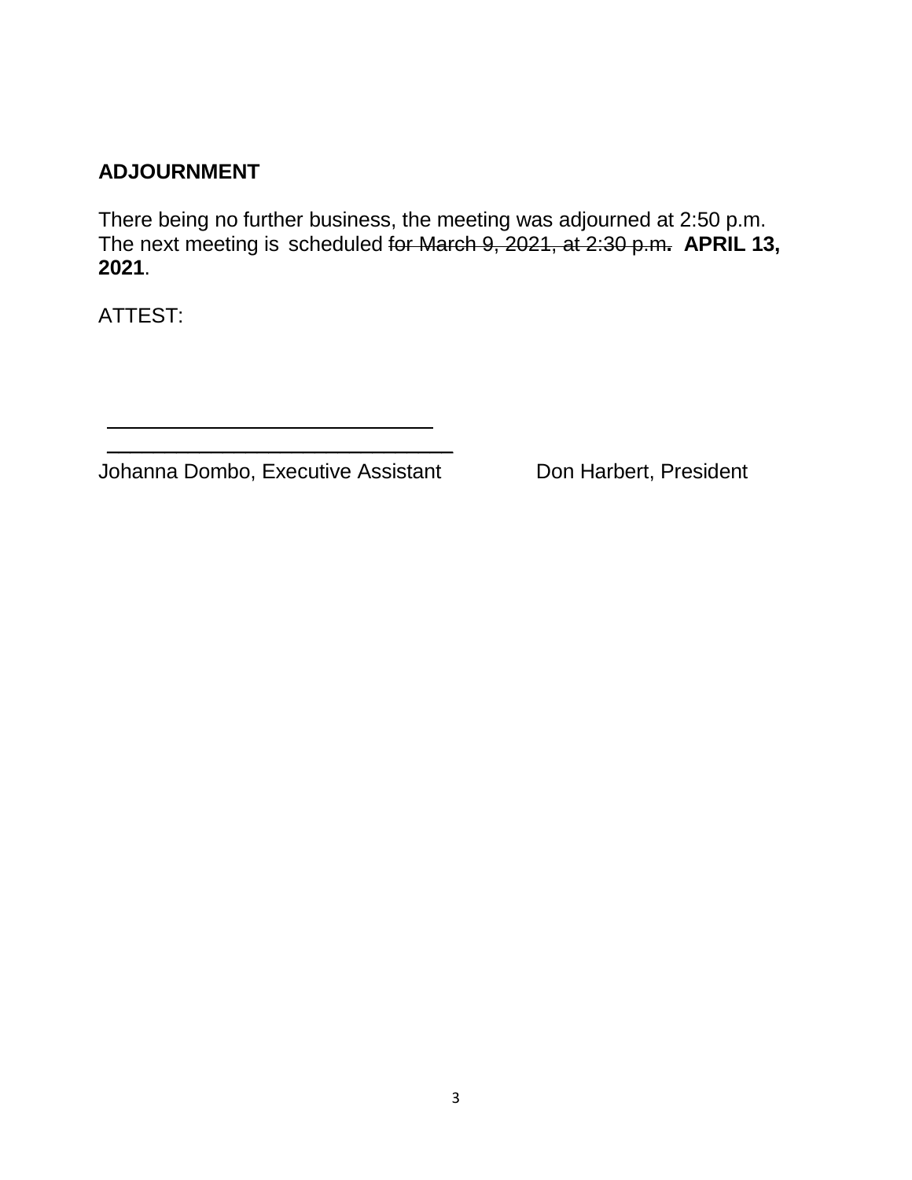**ADJOURNMENT**

There being no further business, the meeting was adjourned at 2:50 p.m. The next meeting is scheduled ~~for March 9, 2021, at 2:30 p.m~~**.** **APRIL 13, 2021**.

ATTEST:

______________________________

______________________________

Johanna Dombo, Executive Assistant          Don Harbert, President